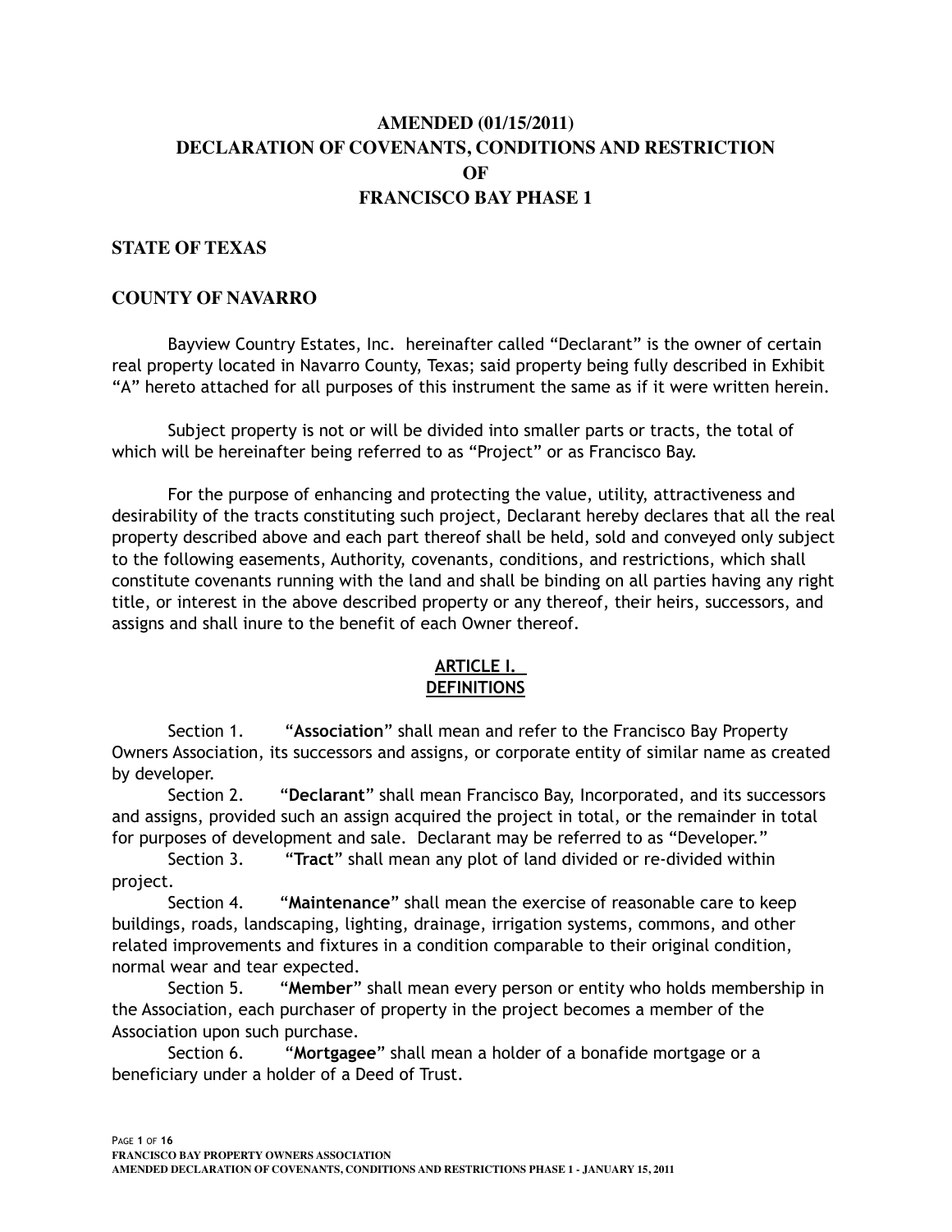# AMENDED (01/15/2011)
# DECLARATION OF COVENANTS, CONDITIONS AND RESTRICTION
# OF
# FRANCISCO BAY PHASE 1

## STATE OF TEXAS

## COUNTY OF NAVARRO

Bayview Country Estates, Inc. hereinafter called "Declarant" is the owner of certain real property located in Navarro County, Texas; said property being fully described in Exhibit "A" hereto attached for all purposes of this instrument the same as if it were written herein.

Subject property is not or will be divided into smaller parts or tracts, the total of which will be hereinafter being referred to as "Project" or as Francisco Bay.

For the purpose of enhancing and protecting the value, utility, attractiveness and desirability of the tracts constituting such project, Declarant hereby declares that all the real property described above and each part thereof shall be held, sold and conveyed only subject to the following easements, Authority, covenants, conditions, and restrictions, which shall constitute covenants running with the land and shall be binding on all parties having any right title, or interest in the above described property or any thereof, their heirs, successors, and assigns and shall inure to the benefit of each Owner thereof.

## ARTICLE I.
## DEFINITIONS

Section 1. "**Association**" shall mean and refer to the Francisco Bay Property Owners Association, its successors and assigns, or corporate entity of similar name as created by developer.

Section 2. "**Declarant**" shall mean Francisco Bay, Incorporated, and its successors and assigns, provided such an assign acquired the project in total, or the remainder in total for purposes of development and sale. Declarant may be referred to as "Developer."

Section 3. "**Tract**" shall mean any plot of land divided or re-divided within project.

Section 4. "**Maintenance**" shall mean the exercise of reasonable care to keep buildings, roads, landscaping, lighting, drainage, irrigation systems, commons, and other related improvements and fixtures in a condition comparable to their original condition, normal wear and tear expected.

Section 5. "**Member**" shall mean every person or entity who holds membership in the Association, each purchaser of property in the project becomes a member of the Association upon such purchase.

Section 6. "**Mortgagee**" shall mean a holder of a bonafide mortgage or a beneficiary under a holder of a Deed of Trust.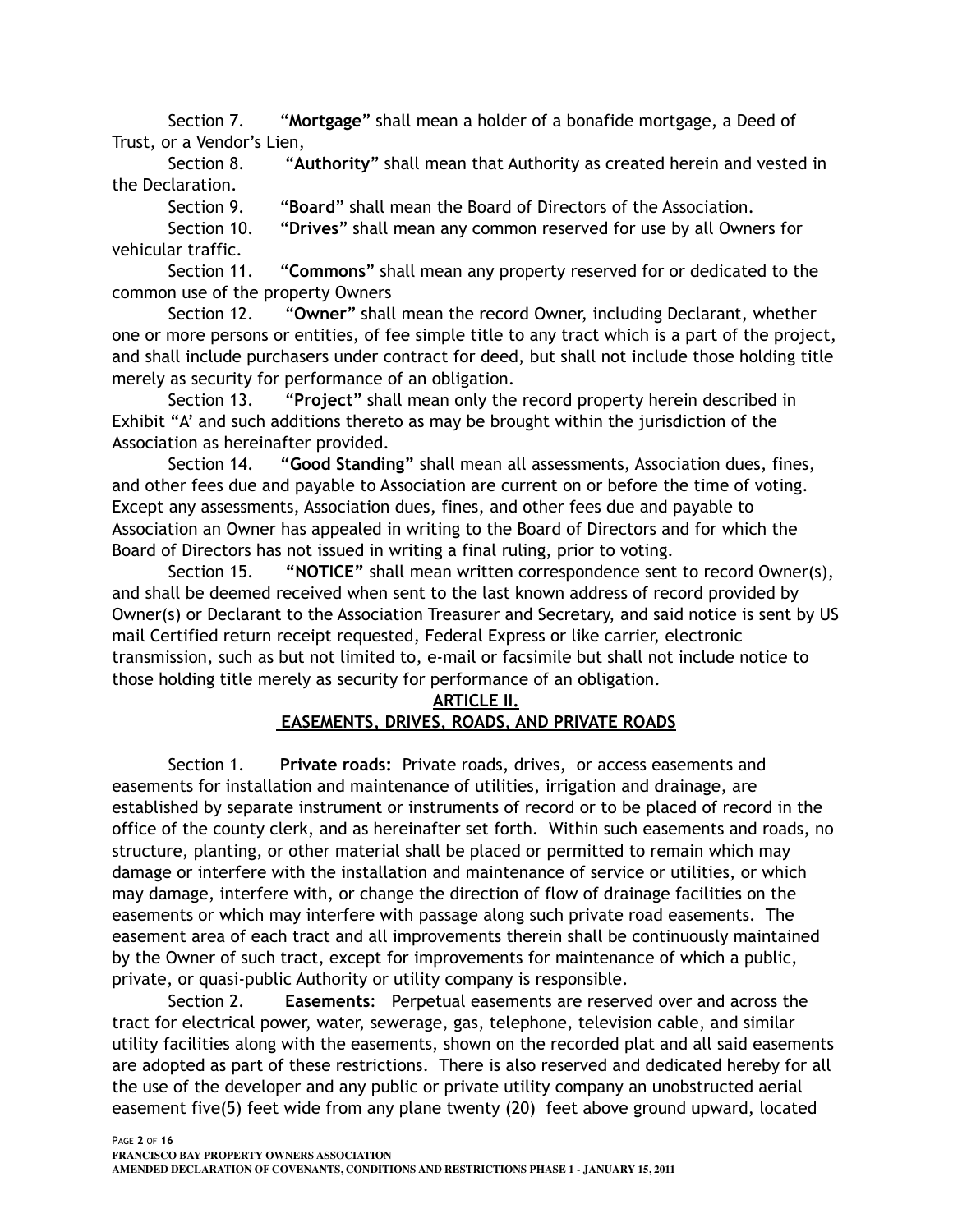Section 7. "**Mortgage**" shall mean a holder of a bonafide mortgage, a Deed of Trust, or a Vendor's Lien,

Section 8. "**Authority**" shall mean that Authority as created herein and vested in the Declaration.

Section 9. "**Board**" shall mean the Board of Directors of the Association.

Section 10. "**Drives**" shall mean any common reserved for use by all Owners for vehicular traffic.

Section 11. "**Commons**" shall mean any property reserved for or dedicated to the common use of the property Owners

Section 12. "**Owner**" shall mean the record Owner, including Declarant, whether one or more persons or entities, of fee simple title to any tract which is a part of the project, and shall include purchasers under contract for deed, but shall not include those holding title merely as security for performance of an obligation.

Section 13. "**Project**" shall mean only the record property herein described in Exhibit "A' and such additions thereto as may be brought within the jurisdiction of the Association as hereinafter provided.

Section 14. **"Good Standing"** shall mean all assessments, Association dues, fines, and other fees due and payable to Association are current on or before the time of voting. Except any assessments, Association dues, fines, and other fees due and payable to Association an Owner has appealed in writing to the Board of Directors and for which the Board of Directors has not issued in writing a final ruling, prior to voting.

Section 15. **"NOTICE"** shall mean written correspondence sent to record Owner(s), and shall be deemed received when sent to the last known address of record provided by Owner(s) or Declarant to the Association Treasurer and Secretary, and said notice is sent by US mail Certified return receipt requested, Federal Express or like carrier, electronic transmission, such as but not limited to, e-mail or facsimile but shall not include notice to those holding title merely as security for performance of an obligation.

## ARTICLE II.
## EASEMENTS, DRIVES, ROADS, AND PRIVATE ROADS

Section 1. **Private roads:** Private roads, drives, or access easements and easements for installation and maintenance of utilities, irrigation and drainage, are established by separate instrument or instruments of record or to be placed of record in the office of the county clerk, and as hereinafter set forth. Within such easements and roads, no structure, planting, or other material shall be placed or permitted to remain which may damage or interfere with the installation and maintenance of service or utilities, or which may damage, interfere with, or change the direction of flow of drainage facilities on the easements or which may interfere with passage along such private road easements. The easement area of each tract and all improvements therein shall be continuously maintained by the Owner of such tract, except for improvements for maintenance of which a public, private, or quasi-public Authority or utility company is responsible.

Section 2. **Easements**: Perpetual easements are reserved over and across the tract for electrical power, water, sewerage, gas, telephone, television cable, and similar utility facilities along with the easements, shown on the recorded plat and all said easements are adopted as part of these restrictions. There is also reserved and dedicated hereby for all the use of the developer and any public or private utility company an unobstructed aerial easement five(5) feet wide from any plane twenty (20) feet above ground upward, located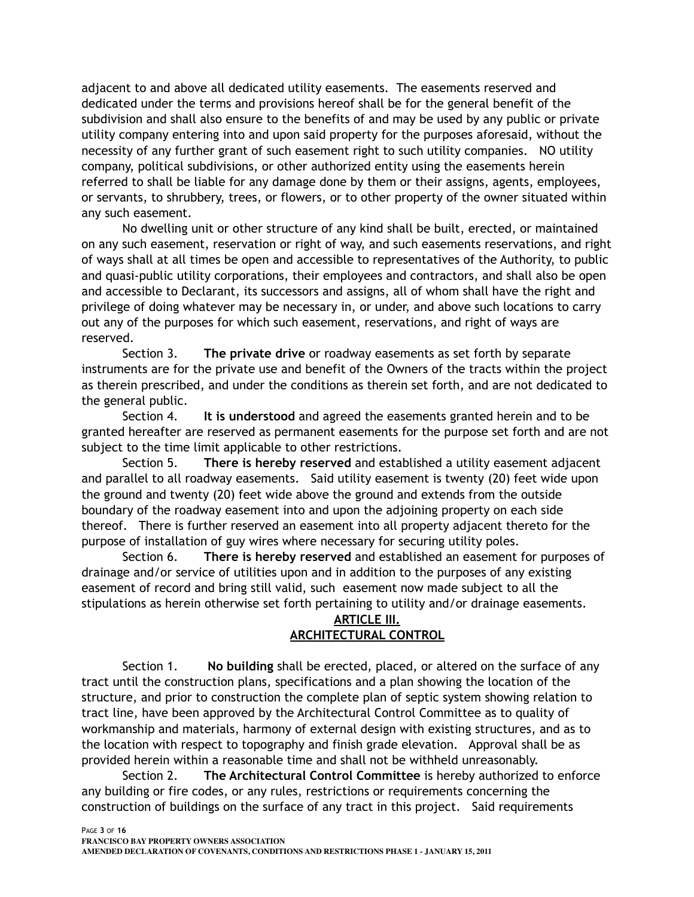adjacent to and above all dedicated utility easements. The easements reserved and dedicated under the terms and provisions hereof shall be for the general benefit of the subdivision and shall also ensure to the benefits of and may be used by any public or private utility company entering into and upon said property for the purposes aforesaid, without the necessity of any further grant of such easement right to such utility companies. NO utility company, political subdivisions, or other authorized entity using the easements herein referred to shall be liable for any damage done by them or their assigns, agents, employees, or servants, to shrubbery, trees, or flowers, or to other property of the owner situated within any such easement.

No dwelling unit or other structure of any kind shall be built, erected, or maintained on any such easement, reservation or right of way, and such easements reservations, and right of ways shall at all times be open and accessible to representatives of the Authority, to public and quasi-public utility corporations, their employees and contractors, and shall also be open and accessible to Declarant, its successors and assigns, all of whom shall have the right and privilege of doing whatever may be necessary in, or under, and above such locations to carry out any of the purposes for which such easement, reservations, and right of ways are reserved.

Section 3. **The private drive** or roadway easements as set forth by separate instruments are for the private use and benefit of the Owners of the tracts within the project as therein prescribed, and under the conditions as therein set forth, and are not dedicated to the general public.

Section 4. **It is understood** and agreed the easements granted herein and to be granted hereafter are reserved as permanent easements for the purpose set forth and are not subject to the time limit applicable to other restrictions.

Section 5. **There is hereby reserved** and established a utility easement adjacent and parallel to all roadway easements. Said utility easement is twenty (20) feet wide upon the ground and twenty (20) feet wide above the ground and extends from the outside boundary of the roadway easement into and upon the adjoining property on each side thereof. There is further reserved an easement into all property adjacent thereto for the purpose of installation of guy wires where necessary for securing utility poles.

Section 6. **There is hereby reserved** and established an easement for purposes of drainage and/or service of utilities upon and in addition to the purposes of any existing easement of record and bring still valid, such easement now made subject to all the stipulations as herein otherwise set forth pertaining to utility and/or drainage easements.

## ARTICLE III.
## ARCHITECTURAL CONTROL

Section 1. **No building** shall be erected, placed, or altered on the surface of any tract until the construction plans, specifications and a plan showing the location of the structure, and prior to construction the complete plan of septic system showing relation to tract line, have been approved by the Architectural Control Committee as to quality of workmanship and materials, harmony of external design with existing structures, and as to the location with respect to topography and finish grade elevation. Approval shall be as provided herein within a reasonable time and shall not be withheld unreasonably.

Section 2. **The Architectural Control Committee** is hereby authorized to enforce any building or fire codes, or any rules, restrictions or requirements concerning the construction of buildings on the surface of any tract in this project. Said requirements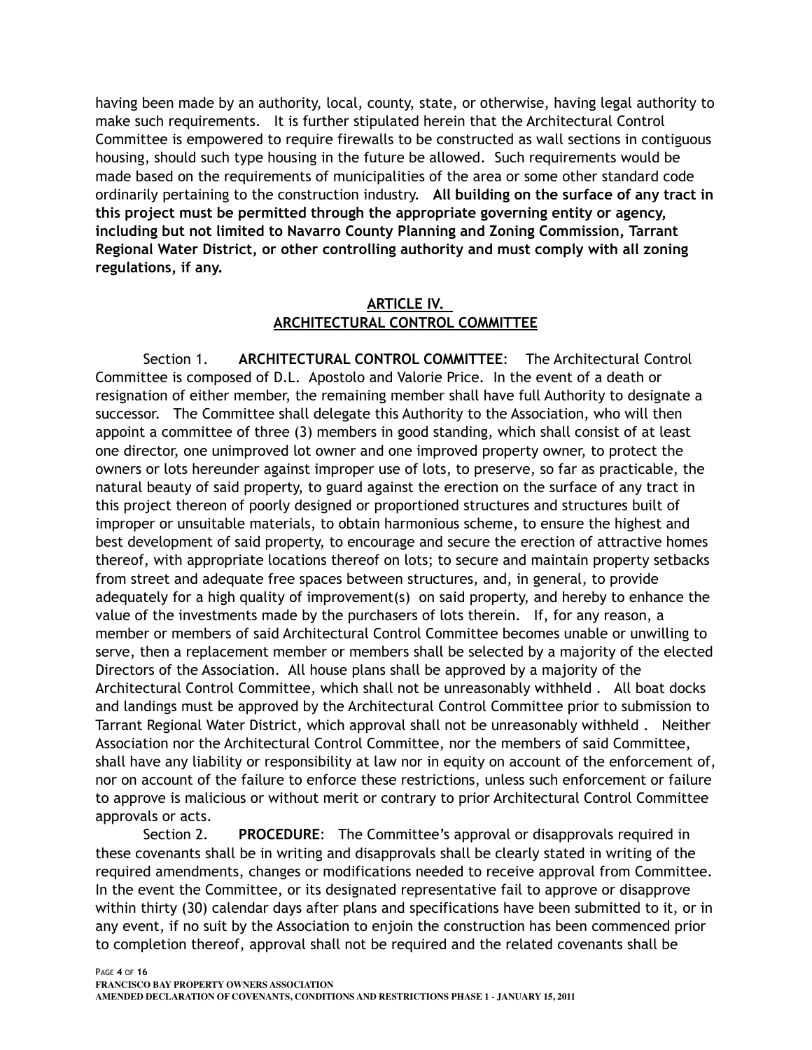having been made by an authority, local, county, state, or otherwise, having legal authority to make such requirements. It is further stipulated herein that the Architectural Control Committee is empowered to require firewalls to be constructed as wall sections in contiguous housing, should such type housing in the future be allowed. Such requirements would be made based on the requirements of municipalities of the area or some other standard code ordinarily pertaining to the construction industry. **All building on the surface of any tract in this project must be permitted through the appropriate governing entity or agency, including but not limited to Navarro County Planning and Zoning Commission, Tarrant Regional Water District, or other controlling authority and must comply with all zoning regulations, if any.**

## ARTICLE IV.
## ARCHITECTURAL CONTROL COMMITTEE

Section 1. **ARCHITECTURAL CONTROL COMMITTEE**: The Architectural Control Committee is composed of D.L. Apostolo and Valorie Price. In the event of a death or resignation of either member, the remaining member shall have full Authority to designate a successor. The Committee shall delegate this Authority to the Association, who will then appoint a committee of three (3) members in good standing, which shall consist of at least one director, one unimproved lot owner and one improved property owner, to protect the owners or lots hereunder against improper use of lots, to preserve, so far as practicable, the natural beauty of said property, to guard against the erection on the surface of any tract in this project thereon of poorly designed or proportioned structures and structures built of improper or unsuitable materials, to obtain harmonious scheme, to ensure the highest and best development of said property, to encourage and secure the erection of attractive homes thereof, with appropriate locations thereof on lots; to secure and maintain property setbacks from street and adequate free spaces between structures, and, in general, to provide adequately for a high quality of improvement(s) on said property, and hereby to enhance the value of the investments made by the purchasers of lots therein. If, for any reason, a member or members of said Architectural Control Committee becomes unable or unwilling to serve, then a replacement member or members shall be selected by a majority of the elected Directors of the Association. All house plans shall be approved by a majority of the Architectural Control Committee, which shall not be unreasonably withheld . All boat docks and landings must be approved by the Architectural Control Committee prior to submission to Tarrant Regional Water District, which approval shall not be unreasonably withheld . Neither Association nor the Architectural Control Committee, nor the members of said Committee, shall have any liability or responsibility at law nor in equity on account of the enforcement of, nor on account of the failure to enforce these restrictions, unless such enforcement or failure to approve is malicious or without merit or contrary to prior Architectural Control Committee approvals or acts.

Section 2. **PROCEDURE**: The Committee's approval or disapprovals required in these covenants shall be in writing and disapprovals shall be clearly stated in writing of the required amendments, changes or modifications needed to receive approval from Committee. In the event the Committee, or its designated representative fail to approve or disapprove within thirty (30) calendar days after plans and specifications have been submitted to it, or in any event, if no suit by the Association to enjoin the construction has been commenced prior to completion thereof, approval shall not be required and the related covenants shall be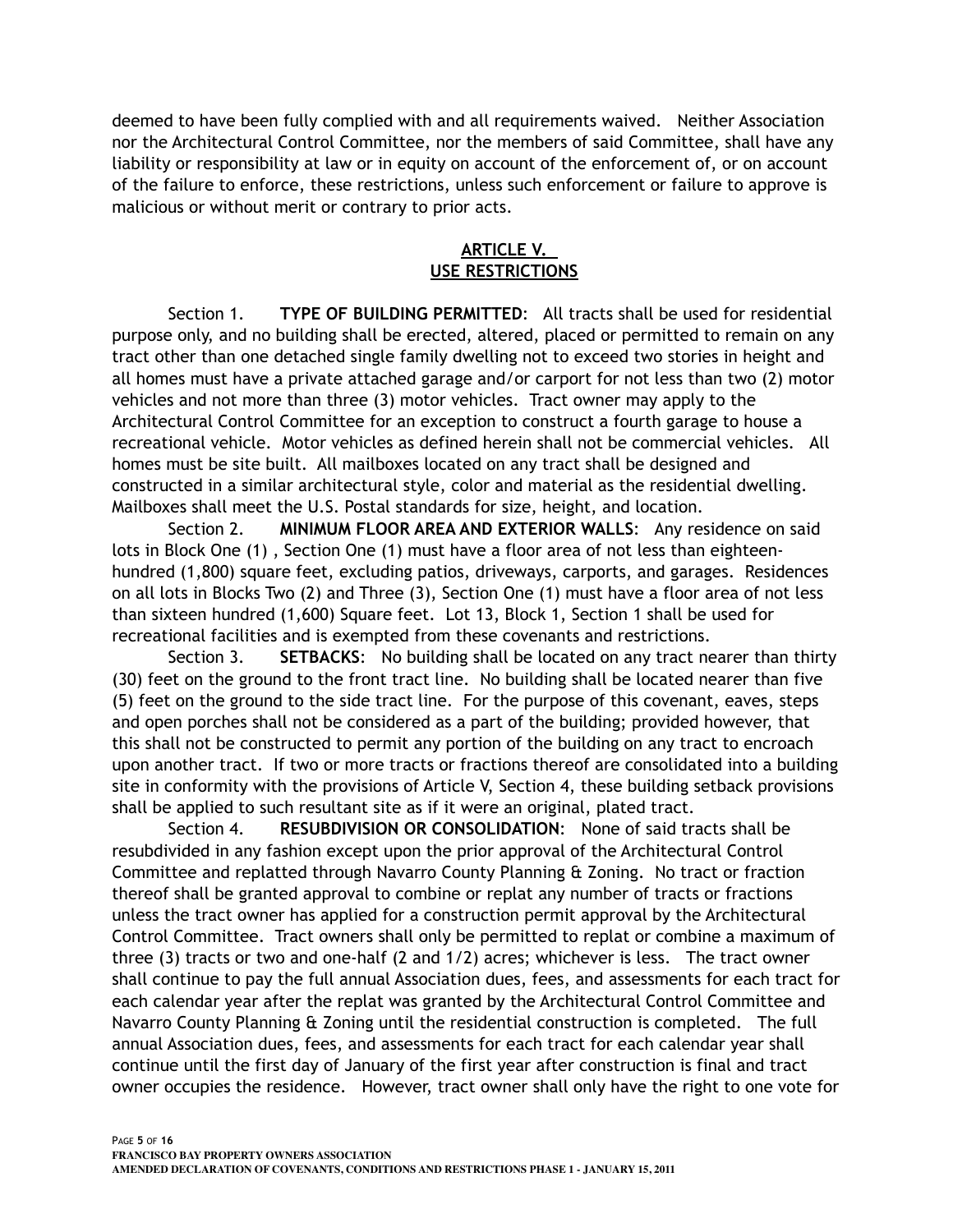deemed to have been fully complied with and all requirements waived. Neither Association nor the Architectural Control Committee, nor the members of said Committee, shall have any liability or responsibility at law or in equity on account of the enforcement of, or on account of the failure to enforce, these restrictions, unless such enforcement or failure to approve is malicious or without merit or contrary to prior acts.

## ARTICLE V.
## USE RESTRICTIONS

Section 1. **TYPE OF BUILDING PERMITTED**: All tracts shall be used for residential purpose only, and no building shall be erected, altered, placed or permitted to remain on any tract other than one detached single family dwelling not to exceed two stories in height and all homes must have a private attached garage and/or carport for not less than two (2) motor vehicles and not more than three (3) motor vehicles. Tract owner may apply to the Architectural Control Committee for an exception to construct a fourth garage to house a recreational vehicle. Motor vehicles as defined herein shall not be commercial vehicles. All homes must be site built. All mailboxes located on any tract shall be designed and constructed in a similar architectural style, color and material as the residential dwelling. Mailboxes shall meet the U.S. Postal standards for size, height, and location.

Section 2. **MINIMUM FLOOR AREA AND EXTERIOR WALLS**: Any residence on said lots in Block One (1) , Section One (1) must have a floor area of not less than eighteen-hundred (1,800) square feet, excluding patios, driveways, carports, and garages. Residences on all lots in Blocks Two (2) and Three (3), Section One (1) must have a floor area of not less than sixteen hundred (1,600) Square feet. Lot 13, Block 1, Section 1 shall be used for recreational facilities and is exempted from these covenants and restrictions.

Section 3. **SETBACKS**: No building shall be located on any tract nearer than thirty (30) feet on the ground to the front tract line. No building shall be located nearer than five (5) feet on the ground to the side tract line. For the purpose of this covenant, eaves, steps and open porches shall not be considered as a part of the building; provided however, that this shall not be constructed to permit any portion of the building on any tract to encroach upon another tract. If two or more tracts or fractions thereof are consolidated into a building site in conformity with the provisions of Article V, Section 4, these building setback provisions shall be applied to such resultant site as if it were an original, plated tract.

Section 4. **RESUBDIVISION OR CONSOLIDATION**: None of said tracts shall be resubdivided in any fashion except upon the prior approval of the Architectural Control Committee and replatted through Navarro County Planning & Zoning. No tract or fraction thereof shall be granted approval to combine or replat any number of tracts or fractions unless the tract owner has applied for a construction permit approval by the Architectural Control Committee. Tract owners shall only be permitted to replat or combine a maximum of three (3) tracts or two and one-half (2 and 1/2) acres; whichever is less. The tract owner shall continue to pay the full annual Association dues, fees, and assessments for each tract for each calendar year after the replat was granted by the Architectural Control Committee and Navarro County Planning & Zoning until the residential construction is completed. The full annual Association dues, fees, and assessments for each tract for each calendar year shall continue until the first day of January of the first year after construction is final and tract owner occupies the residence. However, tract owner shall only have the right to one vote for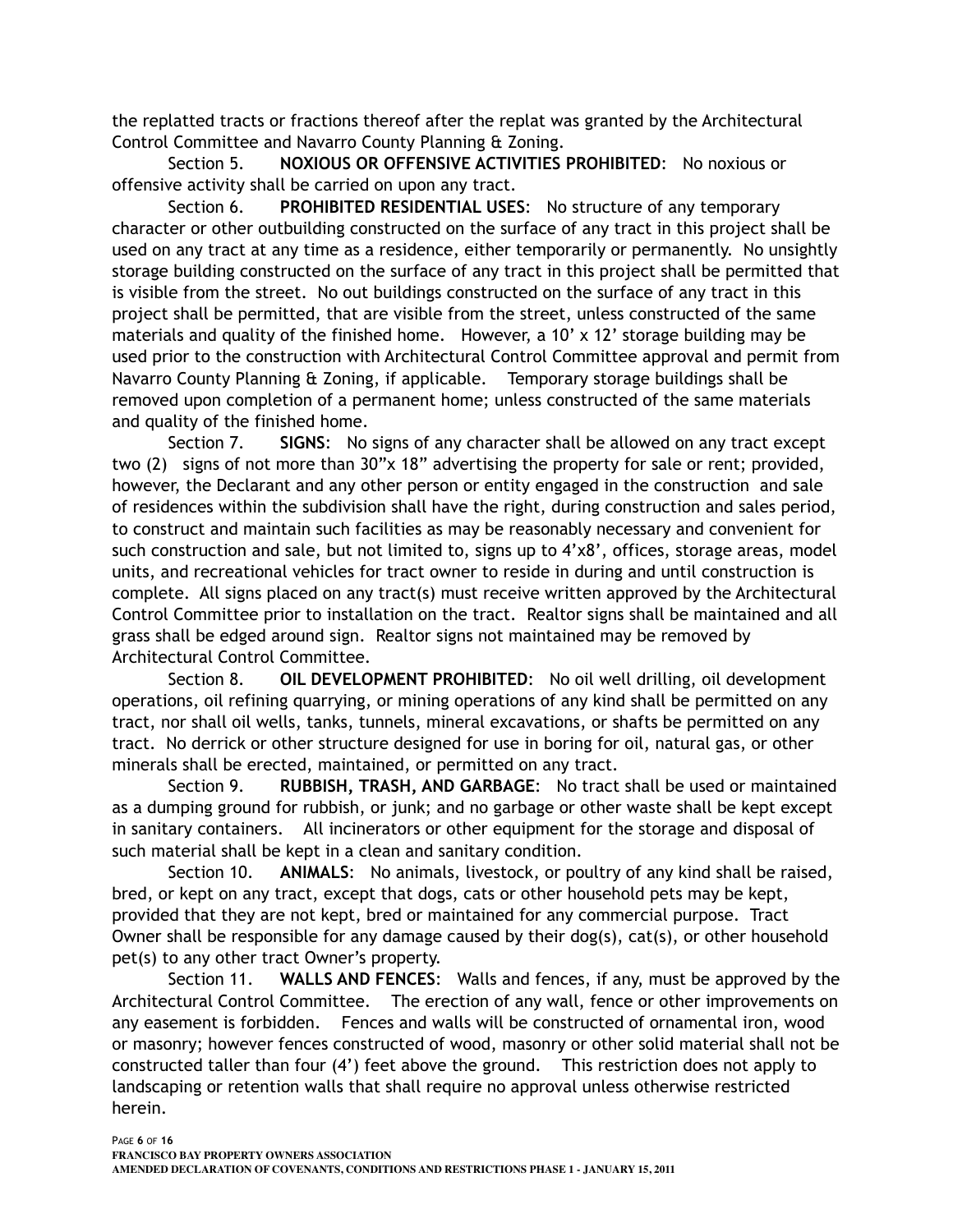the replatted tracts or fractions thereof after the replat was granted by the Architectural Control Committee and Navarro County Planning & Zoning.

Section 5. **NOXIOUS OR OFFENSIVE ACTIVITIES PROHIBITED**: No noxious or offensive activity shall be carried on upon any tract.

Section 6. **PROHIBITED RESIDENTIAL USES**: No structure of any temporary character or other outbuilding constructed on the surface of any tract in this project shall be used on any tract at any time as a residence, either temporarily or permanently. No unsightly storage building constructed on the surface of any tract in this project shall be permitted that is visible from the street. No out buildings constructed on the surface of any tract in this project shall be permitted, that are visible from the street, unless constructed of the same materials and quality of the finished home. However, a 10' x 12' storage building may be used prior to the construction with Architectural Control Committee approval and permit from Navarro County Planning & Zoning, if applicable. Temporary storage buildings shall be removed upon completion of a permanent home; unless constructed of the same materials and quality of the finished home.

Section 7. **SIGNS**: No signs of any character shall be allowed on any tract except two (2) signs of not more than 30"x 18" advertising the property for sale or rent; provided, however, the Declarant and any other person or entity engaged in the construction and sale of residences within the subdivision shall have the right, during construction and sales period, to construct and maintain such facilities as may be reasonably necessary and convenient for such construction and sale, but not limited to, signs up to 4'x8', offices, storage areas, model units, and recreational vehicles for tract owner to reside in during and until construction is complete. All signs placed on any tract(s) must receive written approved by the Architectural Control Committee prior to installation on the tract. Realtor signs shall be maintained and all grass shall be edged around sign. Realtor signs not maintained may be removed by Architectural Control Committee.

Section 8. **OIL DEVELOPMENT PROHIBITED**: No oil well drilling, oil development operations, oil refining quarrying, or mining operations of any kind shall be permitted on any tract, nor shall oil wells, tanks, tunnels, mineral excavations, or shafts be permitted on any tract. No derrick or other structure designed for use in boring for oil, natural gas, or other minerals shall be erected, maintained, or permitted on any tract.

Section 9. **RUBBISH, TRASH, AND GARBAGE**: No tract shall be used or maintained as a dumping ground for rubbish, or junk; and no garbage or other waste shall be kept except in sanitary containers. All incinerators or other equipment for the storage and disposal of such material shall be kept in a clean and sanitary condition.

Section 10. **ANIMALS**: No animals, livestock, or poultry of any kind shall be raised, bred, or kept on any tract, except that dogs, cats or other household pets may be kept, provided that they are not kept, bred or maintained for any commercial purpose. Tract Owner shall be responsible for any damage caused by their dog(s), cat(s), or other household pet(s) to any other tract Owner's property.

Section 11. **WALLS AND FENCES**: Walls and fences, if any, must be approved by the Architectural Control Committee. The erection of any wall, fence or other improvements on any easement is forbidden. Fences and walls will be constructed of ornamental iron, wood or masonry; however fences constructed of wood, masonry or other solid material shall not be constructed taller than four (4') feet above the ground. This restriction does not apply to landscaping or retention walls that shall require no approval unless otherwise restricted herein.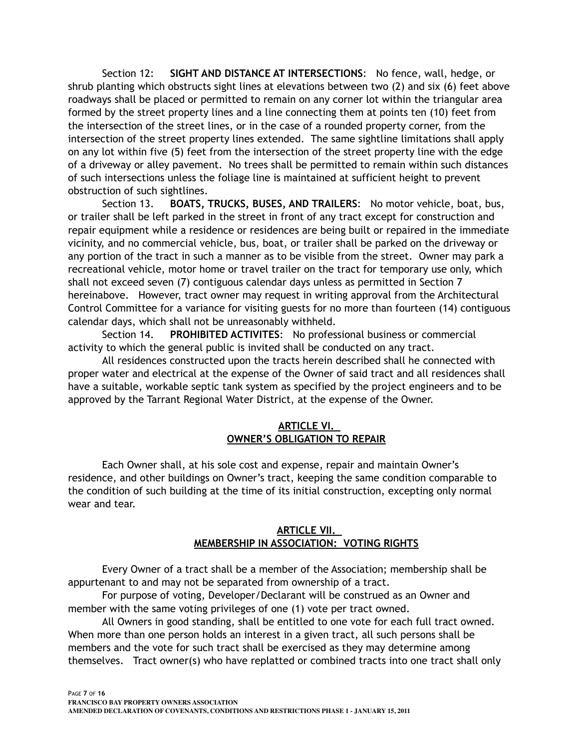Section 12: **SIGHT AND DISTANCE AT INTERSECTIONS**: No fence, wall, hedge, or shrub planting which obstructs sight lines at elevations between two (2) and six (6) feet above roadways shall be placed or permitted to remain on any corner lot within the triangular area formed by the street property lines and a line connecting them at points ten (10) feet from the intersection of the street lines, or in the case of a rounded property corner, from the intersection of the street property lines extended. The same sightline limitations shall apply on any lot within five (5) feet from the intersection of the street property line with the edge of a driveway or alley pavement. No trees shall be permitted to remain within such distances of such intersections unless the foliage line is maintained at sufficient height to prevent obstruction of such sightlines.

Section 13. **BOATS, TRUCKS, BUSES, AND TRAILERS**: No motor vehicle, boat, bus, or trailer shall be left parked in the street in front of any tract except for construction and repair equipment while a residence or residences are being built or repaired in the immediate vicinity, and no commercial vehicle, bus, boat, or trailer shall be parked on the driveway or any portion of the tract in such a manner as to be visible from the street. Owner may park a recreational vehicle, motor home or travel trailer on the tract for temporary use only, which shall not exceed seven (7) contiguous calendar days unless as permitted in Section 7 hereinabove. However, tract owner may request in writing approval from the Architectural Control Committee for a variance for visiting guests for no more than fourteen (14) contiguous calendar days, which shall not be unreasonably withheld.

Section 14. **PROHIBITED ACTIVITES**: No professional business or commercial activity to which the general public is invited shall be conducted on any tract.

All residences constructed upon the tracts herein described shall he connected with proper water and electrical at the expense of the Owner of said tract and all residences shall have a suitable, workable septic tank system as specified by the project engineers and to be approved by the Tarrant Regional Water District, at the expense of the Owner.

## ARTICLE VI.
## OWNER'S OBLIGATION TO REPAIR

Each Owner shall, at his sole cost and expense, repair and maintain Owner's residence, and other buildings on Owner's tract, keeping the same condition comparable to the condition of such building at the time of its initial construction, excepting only normal wear and tear.

## ARTICLE VII.
## MEMBERSHIP IN ASSOCIATION: VOTING RIGHTS

Every Owner of a tract shall be a member of the Association; membership shall be appurtenant to and may not be separated from ownership of a tract.

For purpose of voting, Developer/Declarant will be construed as an Owner and member with the same voting privileges of one (1) vote per tract owned.

All Owners in good standing, shall be entitled to one vote for each full tract owned. When more than one person holds an interest in a given tract, all such persons shall be members and the vote for such tract shall be exercised as they may determine among themselves. Tract owner(s) who have replatted or combined tracts into one tract shall only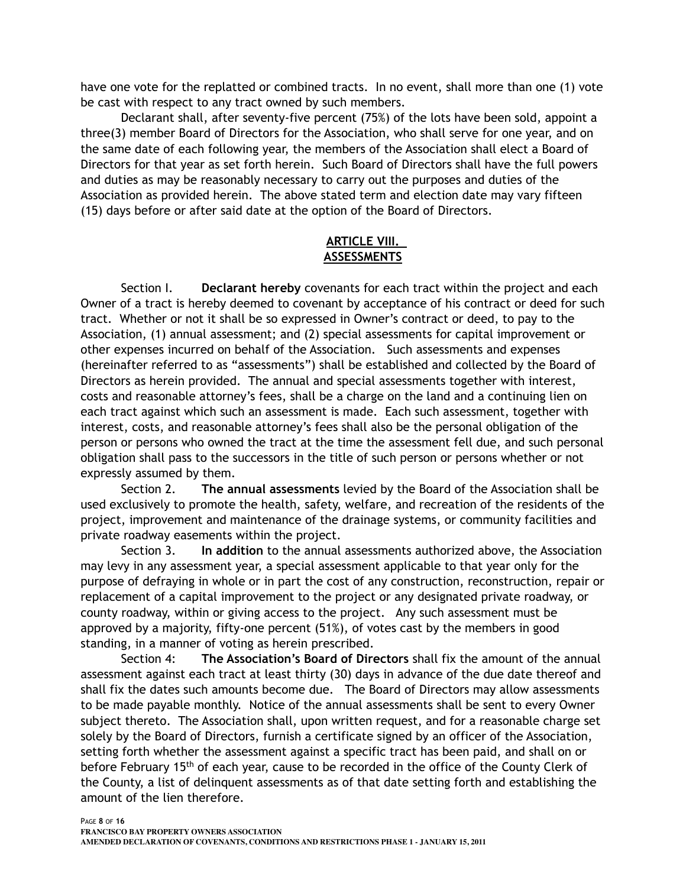have one vote for the replatted or combined tracts. In no event, shall more than one (1) vote be cast with respect to any tract owned by such members.

Declarant shall, after seventy-five percent (75%) of the lots have been sold, appoint a three(3) member Board of Directors for the Association, who shall serve for one year, and on the same date of each following year, the members of the Association shall elect a Board of Directors for that year as set forth herein. Such Board of Directors shall have the full powers and duties as may be reasonably necessary to carry out the purposes and duties of the Association as provided herein. The above stated term and election date may vary fifteen (15) days before or after said date at the option of the Board of Directors.

## ARTICLE VIII.
## ASSESSMENTS

Section I. **Declarant hereby** covenants for each tract within the project and each Owner of a tract is hereby deemed to covenant by acceptance of his contract or deed for such tract. Whether or not it shall be so expressed in Owner's contract or deed, to pay to the Association, (1) annual assessment; and (2) special assessments for capital improvement or other expenses incurred on behalf of the Association. Such assessments and expenses (hereinafter referred to as "assessments") shall be established and collected by the Board of Directors as herein provided. The annual and special assessments together with interest, costs and reasonable attorney's fees, shall be a charge on the land and a continuing lien on each tract against which such an assessment is made. Each such assessment, together with interest, costs, and reasonable attorney's fees shall also be the personal obligation of the person or persons who owned the tract at the time the assessment fell due, and such personal obligation shall pass to the successors in the title of such person or persons whether or not expressly assumed by them.

Section 2. **The annual assessments** levied by the Board of the Association shall be used exclusively to promote the health, safety, welfare, and recreation of the residents of the project, improvement and maintenance of the drainage systems, or community facilities and private roadway easements within the project.

Section 3. **In addition** to the annual assessments authorized above, the Association may levy in any assessment year, a special assessment applicable to that year only for the purpose of defraying in whole or in part the cost of any construction, reconstruction, repair or replacement of a capital improvement to the project or any designated private roadway, or county roadway, within or giving access to the project. Any such assessment must be approved by a majority, fifty-one percent (51%), of votes cast by the members in good standing, in a manner of voting as herein prescribed.

Section 4: **The Association's Board of Directors** shall fix the amount of the annual assessment against each tract at least thirty (30) days in advance of the due date thereof and shall fix the dates such amounts become due. The Board of Directors may allow assessments to be made payable monthly. Notice of the annual assessments shall be sent to every Owner subject thereto. The Association shall, upon written request, and for a reasonable charge set solely by the Board of Directors, furnish a certificate signed by an officer of the Association, setting forth whether the assessment against a specific tract has been paid, and shall on or before February 15th of each year, cause to be recorded in the office of the County Clerk of the County, a list of delinquent assessments as of that date setting forth and establishing the amount of the lien therefore.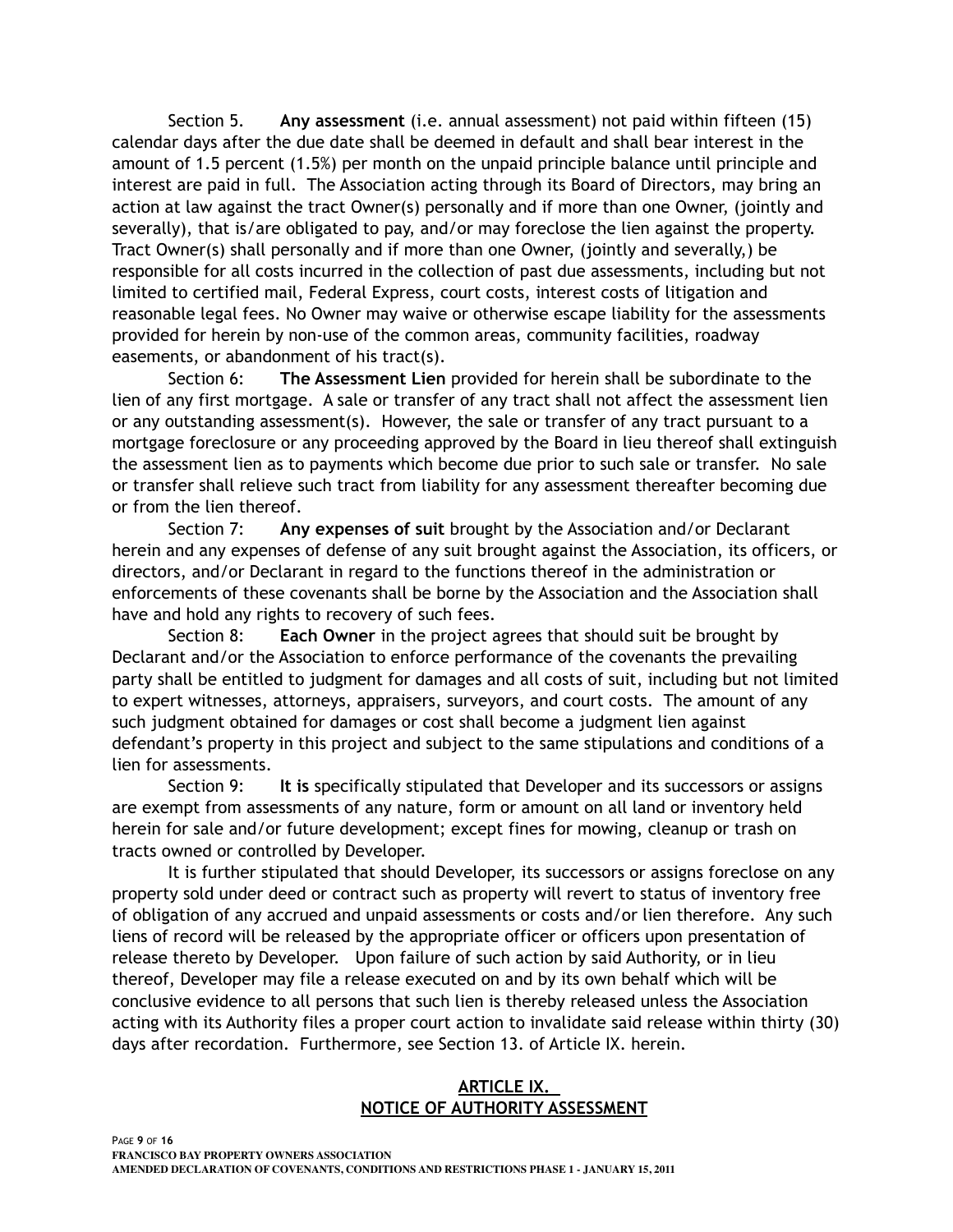Section 5. **Any assessment** (i.e. annual assessment) not paid within fifteen (15) calendar days after the due date shall be deemed in default and shall bear interest in the amount of 1.5 percent (1.5%) per month on the unpaid principle balance until principle and interest are paid in full. The Association acting through its Board of Directors, may bring an action at law against the tract Owner(s) personally and if more than one Owner, (jointly and severally), that is/are obligated to pay, and/or may foreclose the lien against the property. Tract Owner(s) shall personally and if more than one Owner, (jointly and severally,) be responsible for all costs incurred in the collection of past due assessments, including but not limited to certified mail, Federal Express, court costs, interest costs of litigation and reasonable legal fees. No Owner may waive or otherwise escape liability for the assessments provided for herein by non-use of the common areas, community facilities, roadway easements, or abandonment of his tract(s).

Section 6: **The Assessment Lien** provided for herein shall be subordinate to the lien of any first mortgage. A sale or transfer of any tract shall not affect the assessment lien or any outstanding assessment(s). However, the sale or transfer of any tract pursuant to a mortgage foreclosure or any proceeding approved by the Board in lieu thereof shall extinguish the assessment lien as to payments which become due prior to such sale or transfer. No sale or transfer shall relieve such tract from liability for any assessment thereafter becoming due or from the lien thereof.

Section 7: **Any expenses of suit** brought by the Association and/or Declarant herein and any expenses of defense of any suit brought against the Association, its officers, or directors, and/or Declarant in regard to the functions thereof in the administration or enforcements of these covenants shall be borne by the Association and the Association shall have and hold any rights to recovery of such fees.

Section 8: **Each Owner** in the project agrees that should suit be brought by Declarant and/or the Association to enforce performance of the covenants the prevailing party shall be entitled to judgment for damages and all costs of suit, including but not limited to expert witnesses, attorneys, appraisers, surveyors, and court costs. The amount of any such judgment obtained for damages or cost shall become a judgment lien against defendant's property in this project and subject to the same stipulations and conditions of a lien for assessments.

Section 9: **It is** specifically stipulated that Developer and its successors or assigns are exempt from assessments of any nature, form or amount on all land or inventory held herein for sale and/or future development; except fines for mowing, cleanup or trash on tracts owned or controlled by Developer.

It is further stipulated that should Developer, its successors or assigns foreclose on any property sold under deed or contract such as property will revert to status of inventory free of obligation of any accrued and unpaid assessments or costs and/or lien therefore. Any such liens of record will be released by the appropriate officer or officers upon presentation of release thereto by Developer. Upon failure of such action by said Authority, or in lieu thereof, Developer may file a release executed on and by its own behalf which will be conclusive evidence to all persons that such lien is thereby released unless the Association acting with its Authority files a proper court action to invalidate said release within thirty (30) days after recordation. Furthermore, see Section 13. of Article IX. herein.

## ARTICLE IX.
## NOTICE OF AUTHORITY ASSESSMENT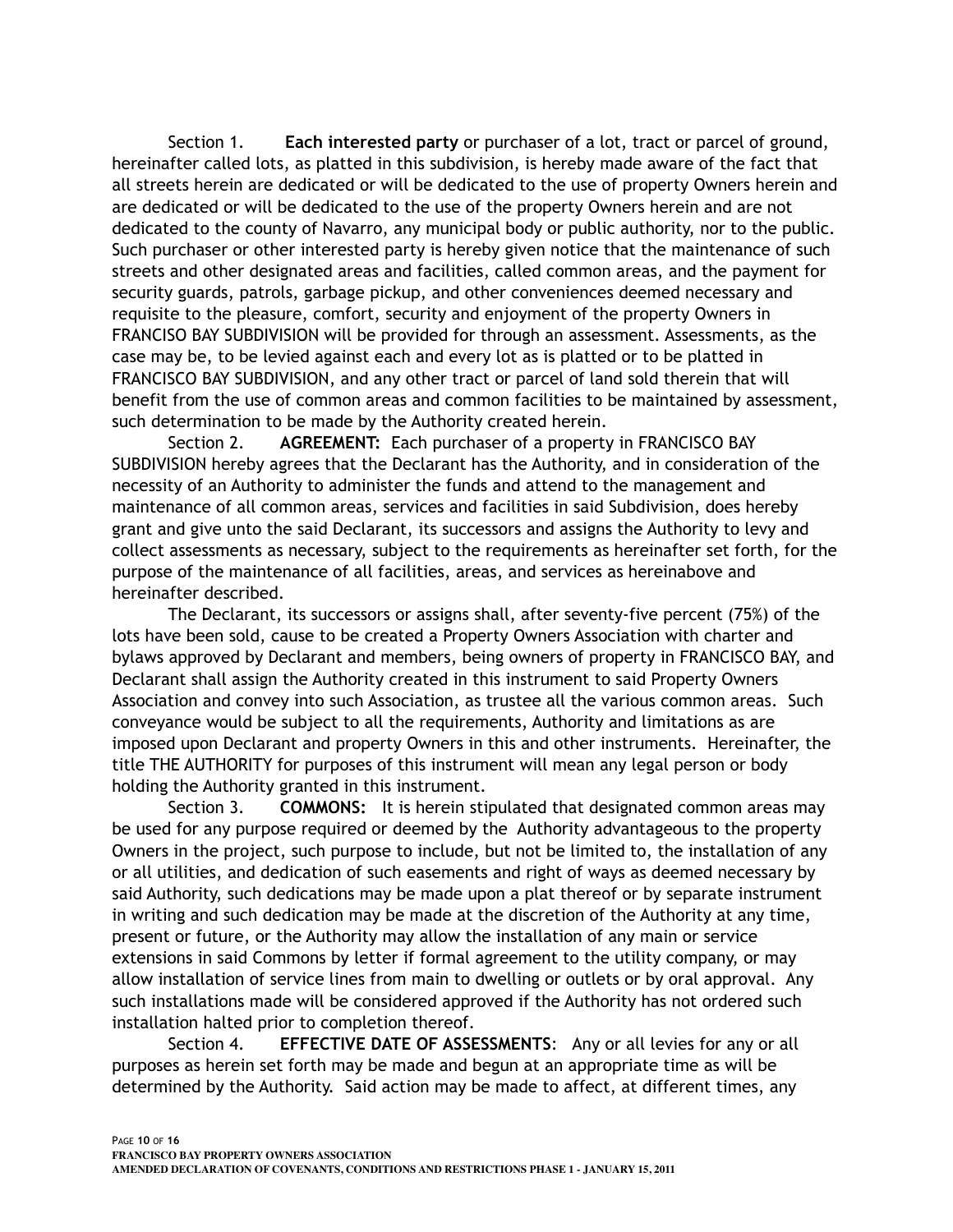Section 1. **Each interested party** or purchaser of a lot, tract or parcel of ground, hereinafter called lots, as platted in this subdivision, is hereby made aware of the fact that all streets herein are dedicated or will be dedicated to the use of property Owners herein and are dedicated or will be dedicated to the use of the property Owners herein and are not dedicated to the county of Navarro, any municipal body or public authority, nor to the public. Such purchaser or other interested party is hereby given notice that the maintenance of such streets and other designated areas and facilities, called common areas, and the payment for security guards, patrols, garbage pickup, and other conveniences deemed necessary and requisite to the pleasure, comfort, security and enjoyment of the property Owners in FRANCISO BAY SUBDIVISION will be provided for through an assessment. Assessments, as the case may be, to be levied against each and every lot as is platted or to be platted in FRANCISCO BAY SUBDIVISION, and any other tract or parcel of land sold therein that will benefit from the use of common areas and common facilities to be maintained by assessment, such determination to be made by the Authority created herein.

Section 2. **AGREEMENT:** Each purchaser of a property in FRANCISCO BAY SUBDIVISION hereby agrees that the Declarant has the Authority, and in consideration of the necessity of an Authority to administer the funds and attend to the management and maintenance of all common areas, services and facilities in said Subdivision, does hereby grant and give unto the said Declarant, its successors and assigns the Authority to levy and collect assessments as necessary, subject to the requirements as hereinafter set forth, for the purpose of the maintenance of all facilities, areas, and services as hereinabove and hereinafter described.

The Declarant, its successors or assigns shall, after seventy-five percent (75%) of the lots have been sold, cause to be created a Property Owners Association with charter and bylaws approved by Declarant and members, being owners of property in FRANCISCO BAY, and Declarant shall assign the Authority created in this instrument to said Property Owners Association and convey into such Association, as trustee all the various common areas. Such conveyance would be subject to all the requirements, Authority and limitations as are imposed upon Declarant and property Owners in this and other instruments. Hereinafter, the title THE AUTHORITY for purposes of this instrument will mean any legal person or body holding the Authority granted in this instrument.

Section 3. **COMMONS:** It is herein stipulated that designated common areas may be used for any purpose required or deemed by the Authority advantageous to the property Owners in the project, such purpose to include, but not be limited to, the installation of any or all utilities, and dedication of such easements and right of ways as deemed necessary by said Authority, such dedications may be made upon a plat thereof or by separate instrument in writing and such dedication may be made at the discretion of the Authority at any time, present or future, or the Authority may allow the installation of any main or service extensions in said Commons by letter if formal agreement to the utility company, or may allow installation of service lines from main to dwelling or outlets or by oral approval. Any such installations made will be considered approved if the Authority has not ordered such installation halted prior to completion thereof.

Section 4. **EFFECTIVE DATE OF ASSESSMENTS**: Any or all levies for any or all purposes as herein set forth may be made and begun at an appropriate time as will be determined by the Authority. Said action may be made to affect, at different times, any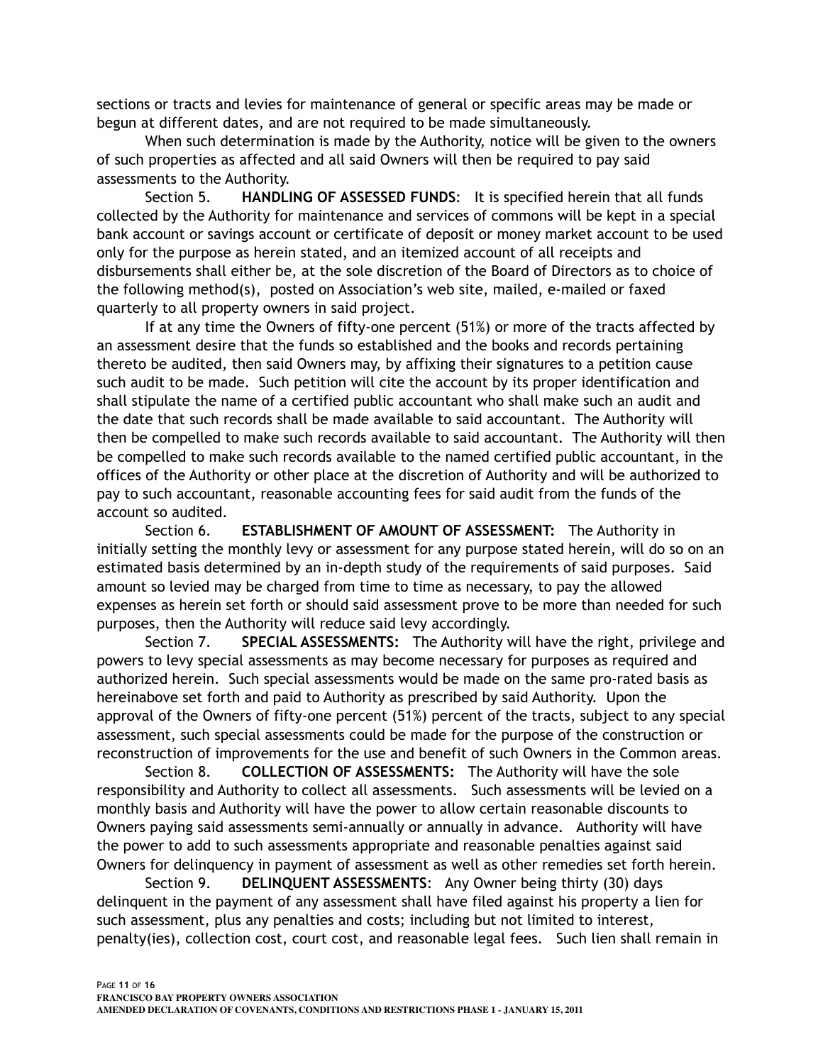sections or tracts and levies for maintenance of general or specific areas may be made or begun at different dates, and are not required to be made simultaneously.

When such determination is made by the Authority, notice will be given to the owners of such properties as affected and all said Owners will then be required to pay said assessments to the Authority.

Section 5. **HANDLING OF ASSESSED FUNDS**: It is specified herein that all funds collected by the Authority for maintenance and services of commons will be kept in a special bank account or savings account or certificate of deposit or money market account to be used only for the purpose as herein stated, and an itemized account of all receipts and disbursements shall either be, at the sole discretion of the Board of Directors as to choice of the following method(s), posted on Association's web site, mailed, e-mailed or faxed quarterly to all property owners in said project.

If at any time the Owners of fifty-one percent (51%) or more of the tracts affected by an assessment desire that the funds so established and the books and records pertaining thereto be audited, then said Owners may, by affixing their signatures to a petition cause such audit to be made. Such petition will cite the account by its proper identification and shall stipulate the name of a certified public accountant who shall make such an audit and the date that such records shall be made available to said accountant. The Authority will then be compelled to make such records available to said accountant. The Authority will then be compelled to make such records available to the named certified public accountant, in the offices of the Authority or other place at the discretion of Authority and will be authorized to pay to such accountant, reasonable accounting fees for said audit from the funds of the account so audited.

Section 6. **ESTABLISHMENT OF AMOUNT OF ASSESSMENT:** The Authority in initially setting the monthly levy or assessment for any purpose stated herein, will do so on an estimated basis determined by an in-depth study of the requirements of said purposes. Said amount so levied may be charged from time to time as necessary, to pay the allowed expenses as herein set forth or should said assessment prove to be more than needed for such purposes, then the Authority will reduce said levy accordingly.

Section 7. **SPECIAL ASSESSMENTS:** The Authority will have the right, privilege and powers to levy special assessments as may become necessary for purposes as required and authorized herein. Such special assessments would be made on the same pro-rated basis as hereinabove set forth and paid to Authority as prescribed by said Authority. Upon the approval of the Owners of fifty-one percent (51%) percent of the tracts, subject to any special assessment, such special assessments could be made for the purpose of the construction or reconstruction of improvements for the use and benefit of such Owners in the Common areas.

Section 8. **COLLECTION OF ASSESSMENTS:** The Authority will have the sole responsibility and Authority to collect all assessments. Such assessments will be levied on a monthly basis and Authority will have the power to allow certain reasonable discounts to Owners paying said assessments semi-annually or annually in advance. Authority will have the power to add to such assessments appropriate and reasonable penalties against said Owners for delinquency in payment of assessment as well as other remedies set forth herein.

Section 9. **DELINQUENT ASSESSMENTS**: Any Owner being thirty (30) days delinquent in the payment of any assessment shall have filed against his property a lien for such assessment, plus any penalties and costs; including but not limited to interest, penalty(ies), collection cost, court cost, and reasonable legal fees. Such lien shall remain in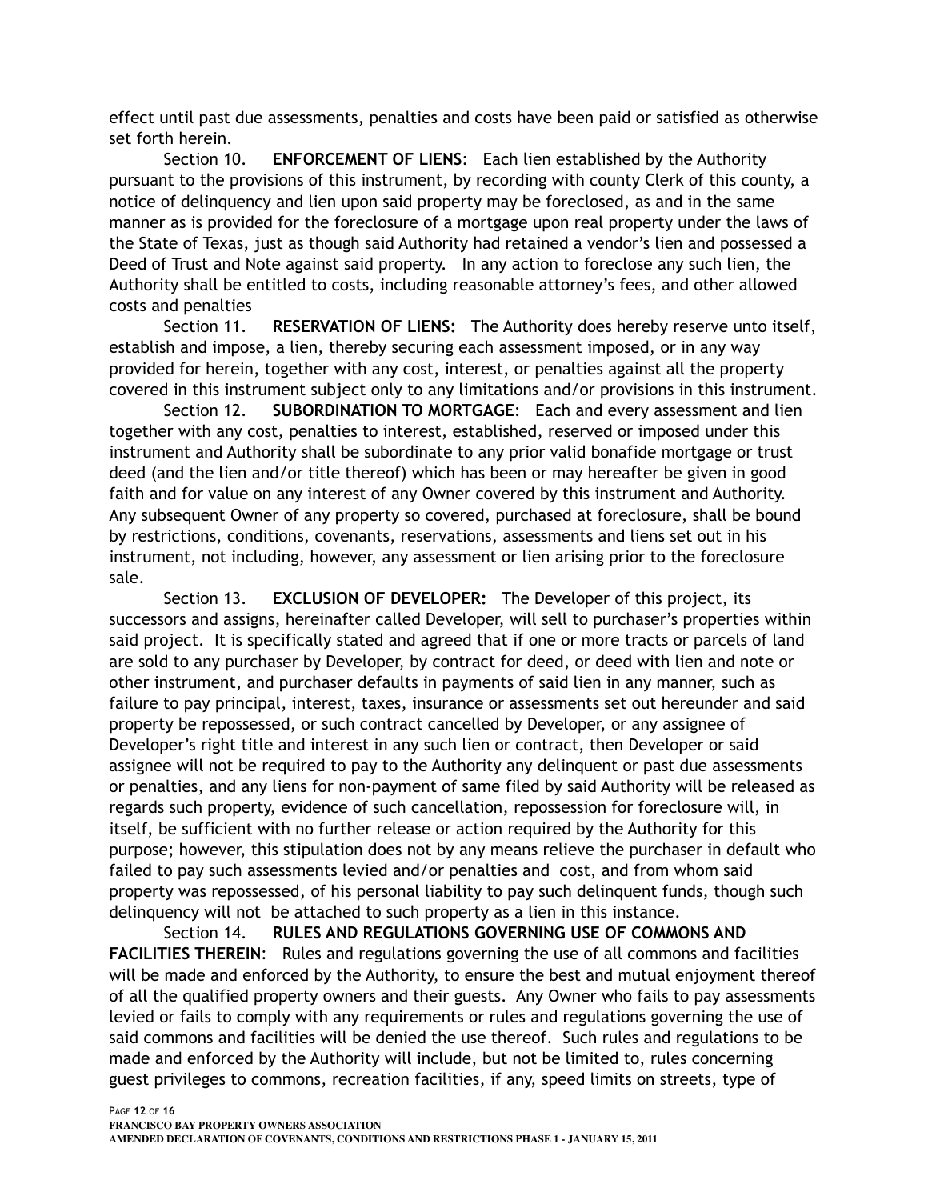effect until past due assessments, penalties and costs have been paid or satisfied as otherwise set forth herein.

Section 10. **ENFORCEMENT OF LIENS**: Each lien established by the Authority pursuant to the provisions of this instrument, by recording with county Clerk of this county, a notice of delinquency and lien upon said property may be foreclosed, as and in the same manner as is provided for the foreclosure of a mortgage upon real property under the laws of the State of Texas, just as though said Authority had retained a vendor's lien and possessed a Deed of Trust and Note against said property. In any action to foreclose any such lien, the Authority shall be entitled to costs, including reasonable attorney's fees, and other allowed costs and penalties

Section 11. **RESERVATION OF LIENS:** The Authority does hereby reserve unto itself, establish and impose, a lien, thereby securing each assessment imposed, or in any way provided for herein, together with any cost, interest, or penalties against all the property covered in this instrument subject only to any limitations and/or provisions in this instrument.

Section 12. **SUBORDINATION TO MORTGAGE**: Each and every assessment and lien together with any cost, penalties to interest, established, reserved or imposed under this instrument and Authority shall be subordinate to any prior valid bonafide mortgage or trust deed (and the lien and/or title thereof) which has been or may hereafter be given in good faith and for value on any interest of any Owner covered by this instrument and Authority. Any subsequent Owner of any property so covered, purchased at foreclosure, shall be bound by restrictions, conditions, covenants, reservations, assessments and liens set out in his instrument, not including, however, any assessment or lien arising prior to the foreclosure sale.

Section 13. **EXCLUSION OF DEVELOPER:** The Developer of this project, its successors and assigns, hereinafter called Developer, will sell to purchaser's properties within said project. It is specifically stated and agreed that if one or more tracts or parcels of land are sold to any purchaser by Developer, by contract for deed, or deed with lien and note or other instrument, and purchaser defaults in payments of said lien in any manner, such as failure to pay principal, interest, taxes, insurance or assessments set out hereunder and said property be repossessed, or such contract cancelled by Developer, or any assignee of Developer's right title and interest in any such lien or contract, then Developer or said assignee will not be required to pay to the Authority any delinquent or past due assessments or penalties, and any liens for non-payment of same filed by said Authority will be released as regards such property, evidence of such cancellation, repossession for foreclosure will, in itself, be sufficient with no further release or action required by the Authority for this purpose; however, this stipulation does not by any means relieve the purchaser in default who failed to pay such assessments levied and/or penalties and cost, and from whom said property was repossessed, of his personal liability to pay such delinquent funds, though such delinquency will not be attached to such property as a lien in this instance.

Section 14. **RULES AND REGULATIONS GOVERNING USE OF COMMONS AND FACILITIES THEREIN**: Rules and regulations governing the use of all commons and facilities will be made and enforced by the Authority, to ensure the best and mutual enjoyment thereof of all the qualified property owners and their guests. Any Owner who fails to pay assessments levied or fails to comply with any requirements or rules and regulations governing the use of said commons and facilities will be denied the use thereof. Such rules and regulations to be made and enforced by the Authority will include, but not be limited to, rules concerning guest privileges to commons, recreation facilities, if any, speed limits on streets, type of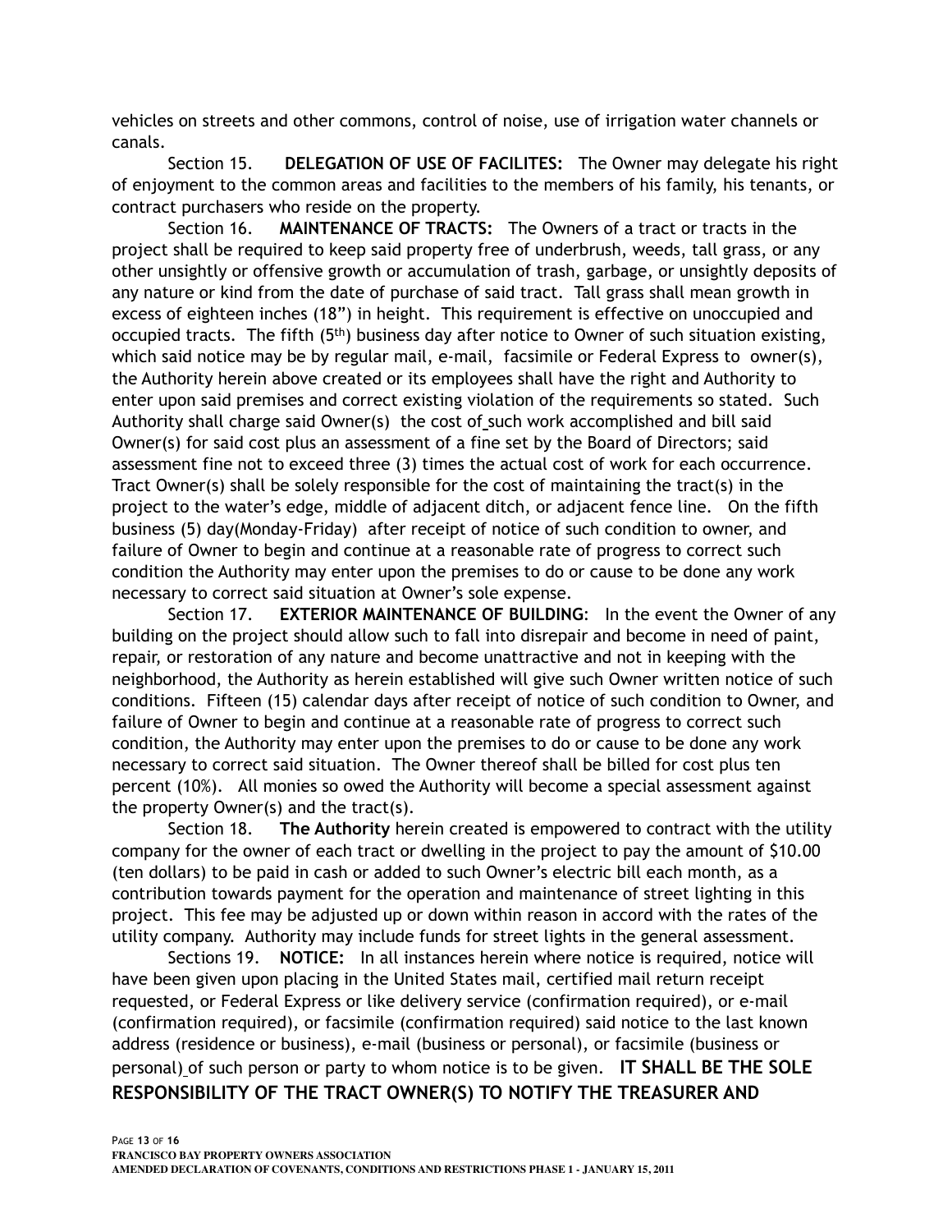vehicles on streets and other commons, control of noise, use of irrigation water channels or canals.

Section 15. **DELEGATION OF USE OF FACILITES:** The Owner may delegate his right of enjoyment to the common areas and facilities to the members of his family, his tenants, or contract purchasers who reside on the property.

Section 16. **MAINTENANCE OF TRACTS:** The Owners of a tract or tracts in the project shall be required to keep said property free of underbrush, weeds, tall grass, or any other unsightly or offensive growth or accumulation of trash, garbage, or unsightly deposits of any nature or kind from the date of purchase of said tract. Tall grass shall mean growth in excess of eighteen inches (18") in height. This requirement is effective on unoccupied and occupied tracts. The fifth (5th) business day after notice to Owner of such situation existing, which said notice may be by regular mail, e-mail, facsimile or Federal Express to owner(s), the Authority herein above created or its employees shall have the right and Authority to enter upon said premises and correct existing violation of the requirements so stated. Such Authority shall charge said Owner(s) the cost of such work accomplished and bill said Owner(s) for said cost plus an assessment of a fine set by the Board of Directors; said assessment fine not to exceed three (3) times the actual cost of work for each occurrence. Tract Owner(s) shall be solely responsible for the cost of maintaining the tract(s) in the project to the water's edge, middle of adjacent ditch, or adjacent fence line. On the fifth business (5) day(Monday-Friday) after receipt of notice of such condition to owner, and failure of Owner to begin and continue at a reasonable rate of progress to correct such condition the Authority may enter upon the premises to do or cause to be done any work necessary to correct said situation at Owner's sole expense.

Section 17. **EXTERIOR MAINTENANCE OF BUILDING**: In the event the Owner of any building on the project should allow such to fall into disrepair and become in need of paint, repair, or restoration of any nature and become unattractive and not in keeping with the neighborhood, the Authority as herein established will give such Owner written notice of such conditions. Fifteen (15) calendar days after receipt of notice of such condition to Owner, and failure of Owner to begin and continue at a reasonable rate of progress to correct such condition, the Authority may enter upon the premises to do or cause to be done any work necessary to correct said situation. The Owner thereof shall be billed for cost plus ten percent (10%). All monies so owed the Authority will become a special assessment against the property Owner(s) and the tract(s).

Section 18. **The Authority** herein created is empowered to contract with the utility company for the owner of each tract or dwelling in the project to pay the amount of $10.00 (ten dollars) to be paid in cash or added to such Owner's electric bill each month, as a contribution towards payment for the operation and maintenance of street lighting in this project. This fee may be adjusted up or down within reason in accord with the rates of the utility company. Authority may include funds for street lights in the general assessment.

Sections 19. **NOTICE:** In all instances herein where notice is required, notice will have been given upon placing in the United States mail, certified mail return receipt requested, or Federal Express or like delivery service (confirmation required), or e-mail (confirmation required), or facsimile (confirmation required) said notice to the last known address (residence or business), e-mail (business or personal), or facsimile (business or personal) of such person or party to whom notice is to be given. **IT SHALL BE THE SOLE RESPONSIBILITY OF THE TRACT OWNER(S) TO NOTIFY THE TREASURER AND**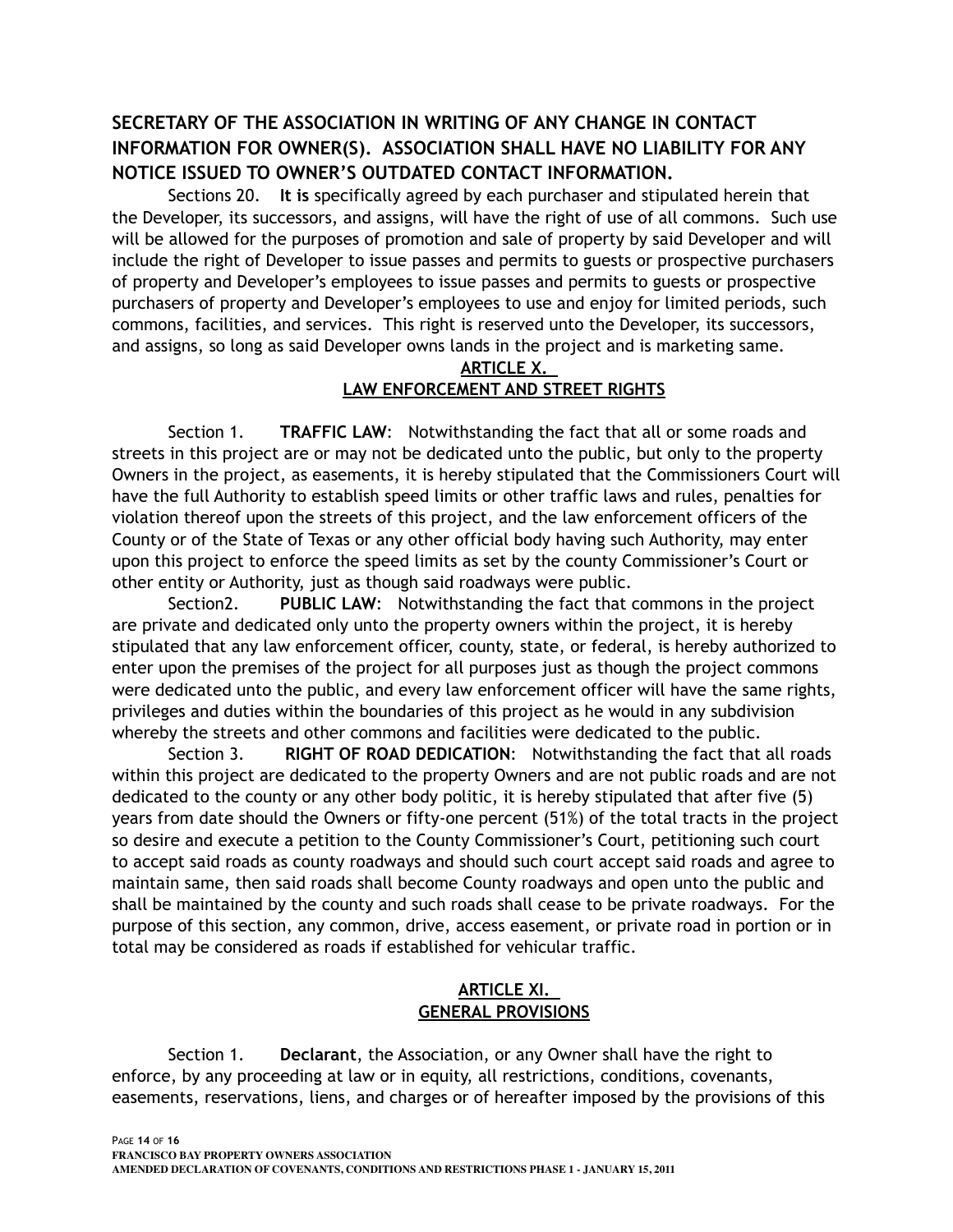**SECRETARY OF THE ASSOCIATION IN WRITING OF ANY CHANGE IN CONTACT INFORMATION FOR OWNER(S). ASSOCIATION SHALL HAVE NO LIABILITY FOR ANY NOTICE ISSUED TO OWNER'S OUTDATED CONTACT INFORMATION.**

Sections 20. **It is** specifically agreed by each purchaser and stipulated herein that the Developer, its successors, and assigns, will have the right of use of all commons. Such use will be allowed for the purposes of promotion and sale of property by said Developer and will include the right of Developer to issue passes and permits to guests or prospective purchasers of property and Developer's employees to issue passes and permits to guests or prospective purchasers of property and Developer's employees to use and enjoy for limited periods, such commons, facilities, and services. This right is reserved unto the Developer, its successors, and assigns, so long as said Developer owns lands in the project and is marketing same.

## ARTICLE X.
## LAW ENFORCEMENT AND STREET RIGHTS

Section 1. **TRAFFIC LAW**: Notwithstanding the fact that all or some roads and streets in this project are or may not be dedicated unto the public, but only to the property Owners in the project, as easements, it is hereby stipulated that the Commissioners Court will have the full Authority to establish speed limits or other traffic laws and rules, penalties for violation thereof upon the streets of this project, and the law enforcement officers of the County or of the State of Texas or any other official body having such Authority, may enter upon this project to enforce the speed limits as set by the county Commissioner's Court or other entity or Authority, just as though said roadways were public.

Section2. **PUBLIC LAW**: Notwithstanding the fact that commons in the project are private and dedicated only unto the property owners within the project, it is hereby stipulated that any law enforcement officer, county, state, or federal, is hereby authorized to enter upon the premises of the project for all purposes just as though the project commons were dedicated unto the public, and every law enforcement officer will have the same rights, privileges and duties within the boundaries of this project as he would in any subdivision whereby the streets and other commons and facilities were dedicated to the public.

Section 3. **RIGHT OF ROAD DEDICATION**: Notwithstanding the fact that all roads within this project are dedicated to the property Owners and are not public roads and are not dedicated to the county or any other body politic, it is hereby stipulated that after five (5) years from date should the Owners or fifty-one percent (51%) of the total tracts in the project so desire and execute a petition to the County Commissioner's Court, petitioning such court to accept said roads as county roadways and should such court accept said roads and agree to maintain same, then said roads shall become County roadways and open unto the public and shall be maintained by the county and such roads shall cease to be private roadways. For the purpose of this section, any common, drive, access easement, or private road in portion or in total may be considered as roads if established for vehicular traffic.

## ARTICLE XI.
## GENERAL PROVISIONS

Section 1. **Declarant**, the Association, or any Owner shall have the right to enforce, by any proceeding at law or in equity, all restrictions, conditions, covenants, easements, reservations, liens, and charges or of hereafter imposed by the provisions of this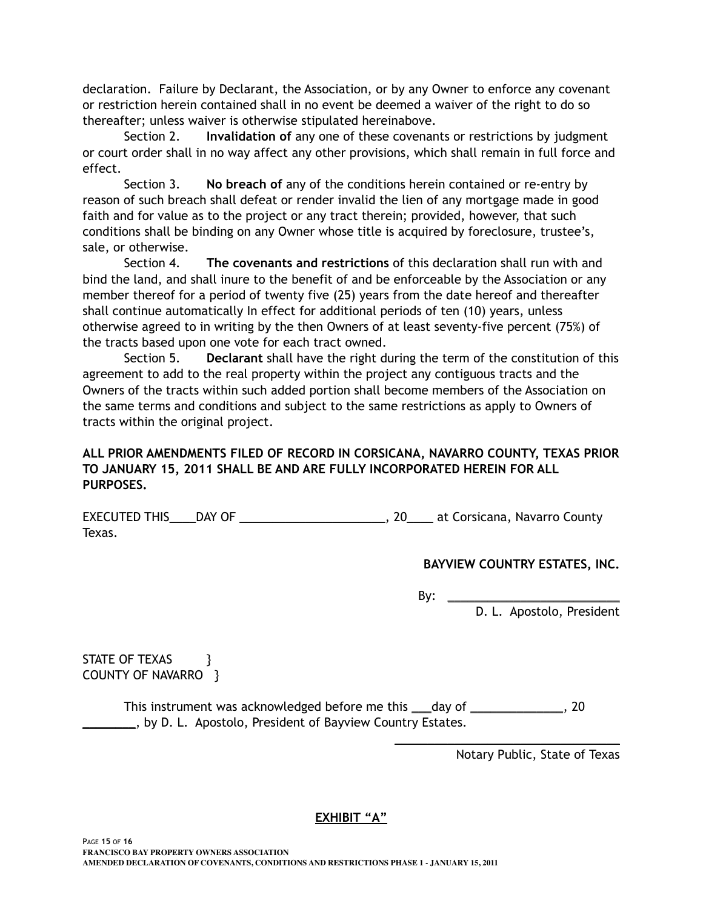declaration. Failure by Declarant, the Association, or by any Owner to enforce any covenant or restriction herein contained shall in no event be deemed a waiver of the right to do so thereafter; unless waiver is otherwise stipulated hereinabove.

Section 2. **Invalidation of** any one of these covenants or restrictions by judgment or court order shall in no way affect any other provisions, which shall remain in full force and effect.

Section 3. **No breach of** any of the conditions herein contained or re-entry by reason of such breach shall defeat or render invalid the lien of any mortgage made in good faith and for value as to the project or any tract therein; provided, however, that such conditions shall be binding on any Owner whose title is acquired by foreclosure, trustee's, sale, or otherwise.

Section 4. **The covenants and restrictions** of this declaration shall run with and bind the land, and shall inure to the benefit of and be enforceable by the Association or any member thereof for a period of twenty five (25) years from the date hereof and thereafter shall continue automatically In effect for additional periods of ten (10) years, unless otherwise agreed to in writing by the then Owners of at least seventy-five percent (75%) of the tracts based upon one vote for each tract owned.

Section 5. **Declarant** shall have the right during the term of the constitution of this agreement to add to the real property within the project any contiguous tracts and the Owners of the tracts within such added portion shall become members of the Association on the same terms and conditions and subject to the same restrictions as apply to Owners of tracts within the original project.

**ALL PRIOR AMENDMENTS FILED OF RECORD IN CORSICANA, NAVARRO COUNTY, TEXAS PRIOR TO JANUARY 15, 2011 SHALL BE AND ARE FULLY INCORPORATED HEREIN FOR ALL PURPOSES.**

EXECUTED THIS____DAY OF ______________________, 20____ at Corsicana, Navarro County Texas.

**BAYVIEW COUNTRY ESTATES, INC.**

By: ___________________________
D. L. Apostolo, President

STATE OF TEXAS }
COUNTY OF NAVARRO }

This instrument was acknowledged before me this ___day of ______________, 20 ________, by D. L. Apostolo, President of Bayview Country Estates.

___________________________________
Notary Public, State of Texas

**EXHIBIT "A"**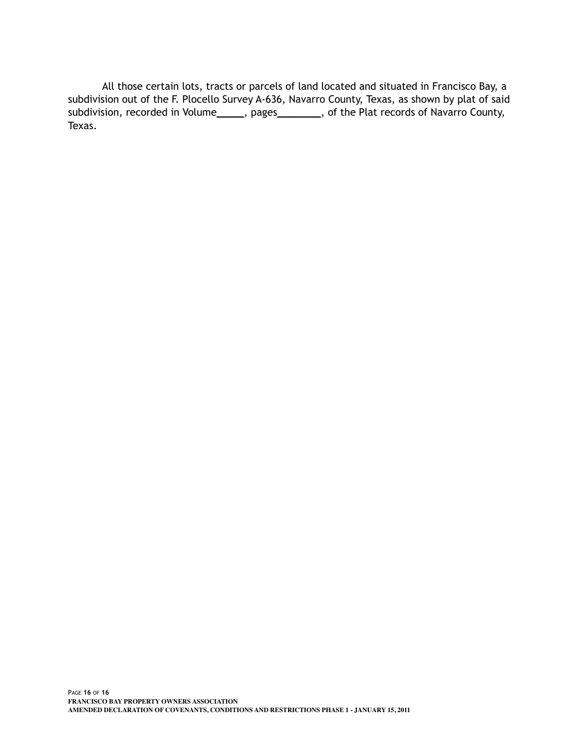All those certain lots, tracts or parcels of land located and situated in Francisco Bay, a subdivision out of the F. Plocello Survey A-636, Navarro County, Texas, as shown by plat of said subdivision, recorded in Volume_____, pages________, of the Plat records of Navarro County, Texas.